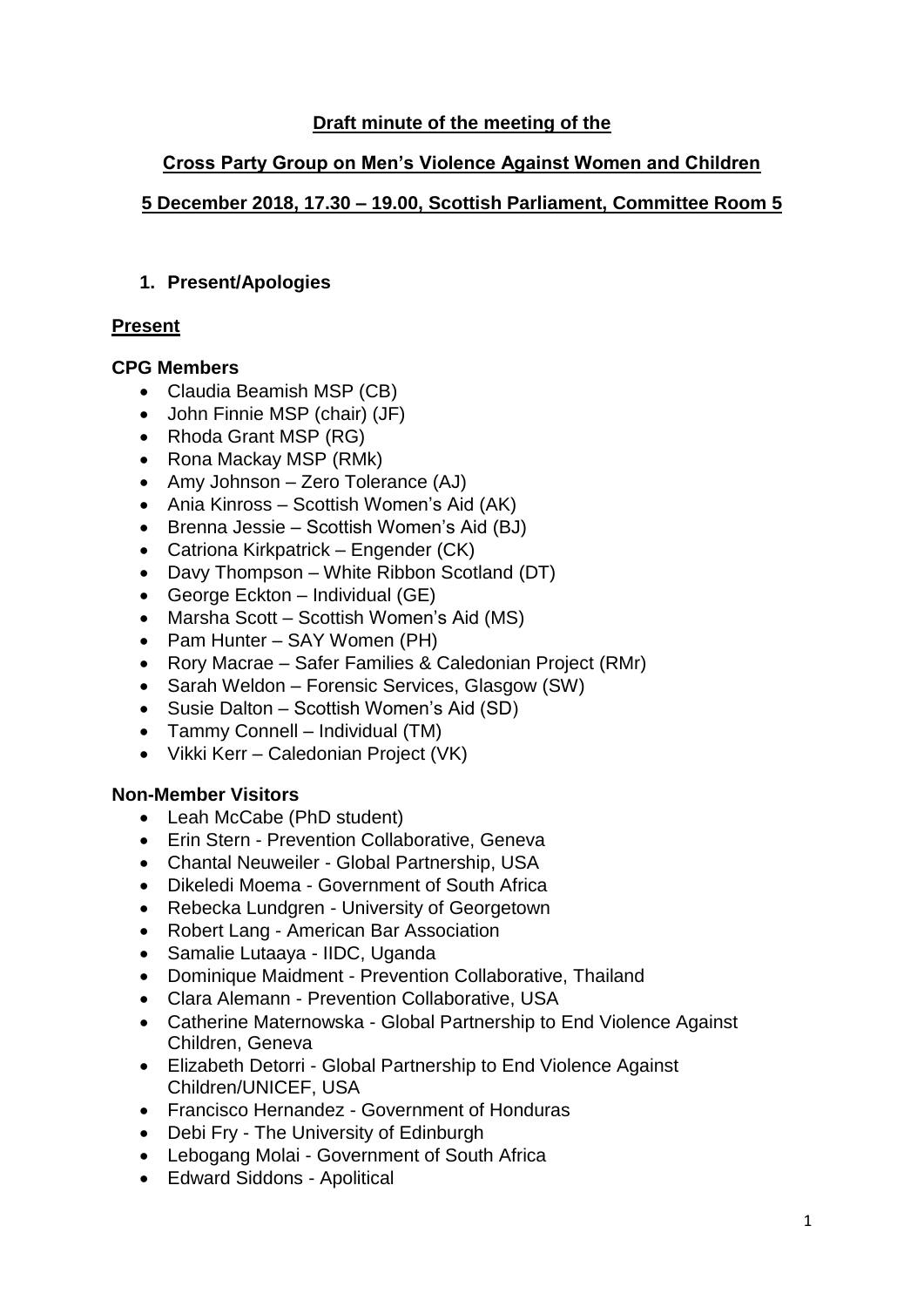**Draft minute of the meeting of the**

**Cross Party Group on Men's Violence Against Women and Children**

**5 December 2018, 17.30 – 19.00, Scottish Parliament, Committee Room 5**

## 1. Present/Apologies

### Present

**CPG Members**

- Claudia Beamish MSP (CB)
- John Finnie MSP (chair) (JF)
- Rhoda Grant MSP (RG)
- Rona Mackay MSP (RMk)
- Amy Johnson – Zero Tolerance (AJ)
- Ania Kinross – Scottish Women's Aid (AK)
- Brenna Jessie – Scottish Women's Aid (BJ)
- Catriona Kirkpatrick – Engender (CK)
- Davy Thompson – White Ribbon Scotland (DT)
- George Eckton – Individual (GE)
- Marsha Scott – Scottish Women's Aid (MS)
- Pam Hunter – SAY Women (PH)
- Rory Macrae – Safer Families & Caledonian Project (RMr)
- Sarah Weldon – Forensic Services, Glasgow (SW)
- Susie Dalton – Scottish Women's Aid (SD)
- Tammy Connell – Individual (TM)
- Vikki Kerr – Caledonian Project (VK)

**Non-Member Visitors**

- Leah McCabe (PhD student)
- Erin Stern - Prevention Collaborative, Geneva
- Chantal Neuweiler - Global Partnership, USA
- Dikeledi Moema - Government of South Africa
- Rebecka Lundgren - University of Georgetown
- Robert Lang - American Bar Association
- Samalie Lutaaya - IIDC, Uganda
- Dominique Maidment - Prevention Collaborative, Thailand
- Clara Alemann - Prevention Collaborative, USA
- Catherine Maternowska - Global Partnership to End Violence Against Children, Geneva
- Elizabeth Detorri - Global Partnership to End Violence Against Children/UNICEF, USA
- Francisco Hernandez - Government of Honduras
- Debi Fry - The University of Edinburgh
- Lebogang Molai - Government of South Africa
- Edward Siddons - Apolitical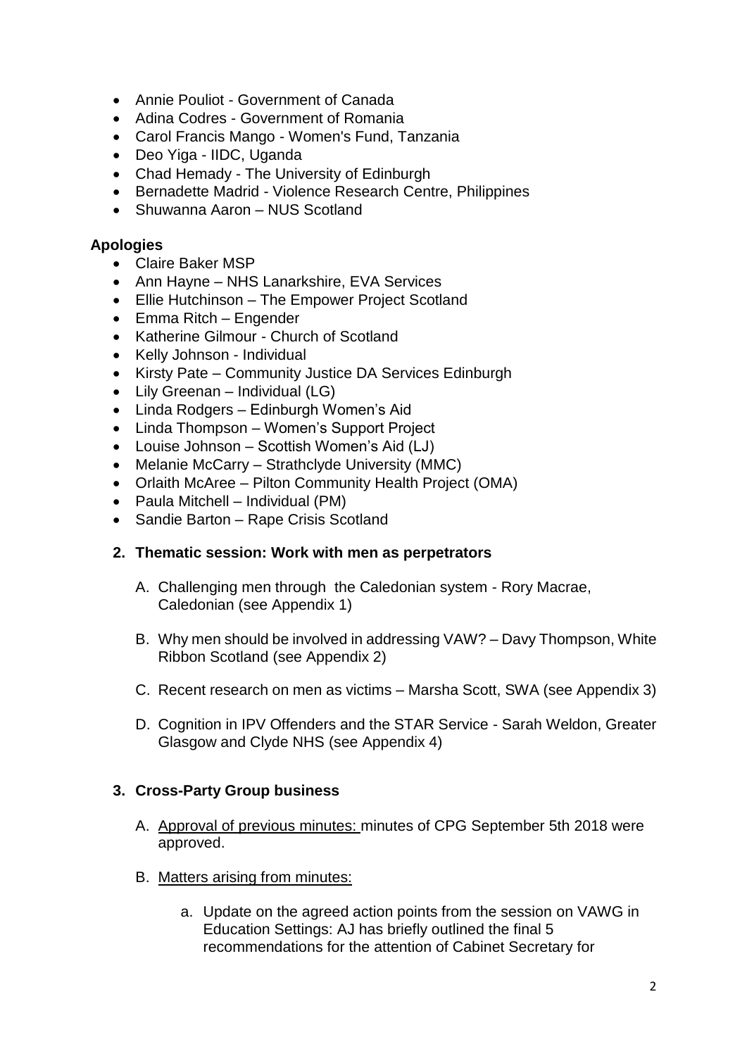- Annie Pouliot - Government of Canada
- Adina Codres - Government of Romania
- Carol Francis Mango - Women's Fund, Tanzania
- Deo Yiga - IIDC, Uganda
- Chad Hemady - The University of Edinburgh
- Bernadette Madrid - Violence Research Centre, Philippines
- Shuwanna Aaron – NUS Scotland

**Apologies**

- Claire Baker MSP
- Ann Hayne – NHS Lanarkshire, EVA Services
- Ellie Hutchinson – The Empower Project Scotland
- Emma Ritch – Engender
- Katherine Gilmour - Church of Scotland
- Kelly Johnson - Individual
- Kirsty Pate – Community Justice DA Services Edinburgh
- Lily Greenan – Individual (LG)
- Linda Rodgers – Edinburgh Women's Aid
- Linda Thompson – Women's Support Project
- Louise Johnson – Scottish Women's Aid (LJ)
- Melanie McCarry – Strathclyde University (MMC)
- Orlaith McAree – Pilton Community Health Project (OMA)
- Paula Mitchell – Individual (PM)
- Sandie Barton – Rape Crisis Scotland

**2. Thematic session: Work with men as perpetrators**

A. Challenging men through the Caledonian system - Rory Macrae, Caledonian (see Appendix 1)

B. Why men should be involved in addressing VAW? – Davy Thompson, White Ribbon Scotland (see Appendix 2)

C. Recent research on men as victims – Marsha Scott, SWA (see Appendix 3)

D. Cognition in IPV Offenders and the STAR Service - Sarah Weldon, Greater Glasgow and Clyde NHS (see Appendix 4)

**3. Cross-Party Group business**

A. Approval of previous minutes: minutes of CPG September 5th 2018 were approved.

B. Matters arising from minutes:

a. Update on the agreed action points from the session on VAWG in Education Settings: AJ has briefly outlined the final 5 recommendations for the attention of Cabinet Secretary for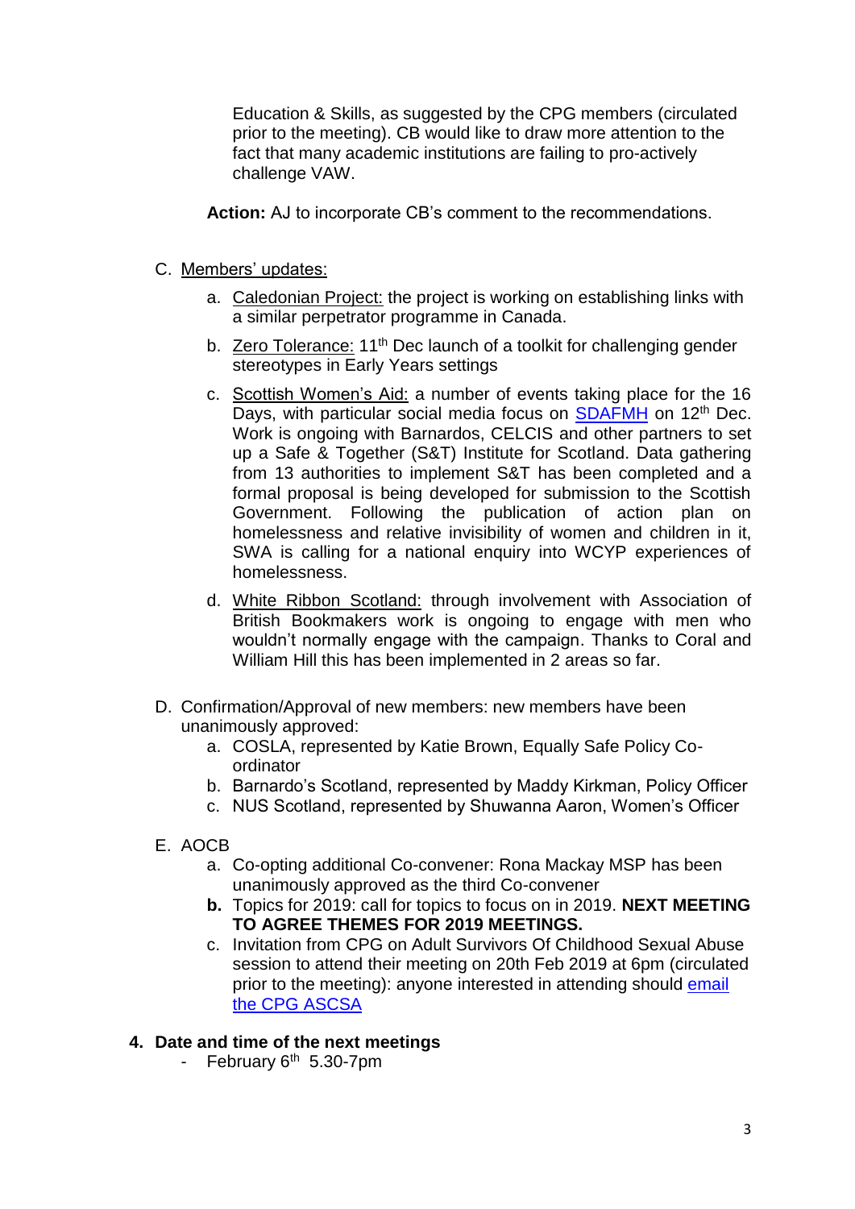Education & Skills, as suggested by the CPG members (circulated prior to the meeting). CB would like to draw more attention to the fact that many academic institutions are failing to pro-actively challenge VAW.

**Action:** AJ to incorporate CB's comment to the recommendations.

C. Members' updates:

   a. Caledonian Project: the project is working on establishing links with a similar perpetrator programme in Canada.

   b. Zero Tolerance: 11th Dec launch of a toolkit for challenging gender stereotypes in Early Years settings

   c. Scottish Women's Aid: a number of events taking place for the 16 Days, with particular social media focus on SDAFMH on 12th Dec. Work is ongoing with Barnardos, CELCIS and other partners to set up a Safe & Together (S&T) Institute for Scotland. Data gathering from 13 authorities to implement S&T has been completed and a formal proposal is being developed for submission to the Scottish Government. Following the publication of action plan on homelessness and relative invisibility of women and children in it, SWA is calling for a national enquiry into WCYP experiences of homelessness.

   d. White Ribbon Scotland: through involvement with Association of British Bookmakers work is ongoing to engage with men who wouldn't normally engage with the campaign. Thanks to Coral and William Hill this has been implemented in 2 areas so far.

D. Confirmation/Approval of new members: new members have been unanimously approved:

   a. COSLA, represented by Katie Brown, Equally Safe Policy Co-ordinator
   b. Barnardo's Scotland, represented by Maddy Kirkman, Policy Officer
   c. NUS Scotland, represented by Shuwanna Aaron, Women's Officer

E. AOCB

   a. Co-opting additional Co-convener: Rona Mackay MSP has been unanimously approved as the third Co-convener
   b. Topics for 2019: call for topics to focus on in 2019. **NEXT MEETING TO AGREE THEMES FOR 2019 MEETINGS.**
   c. Invitation from CPG on Adult Survivors Of Childhood Sexual Abuse session to attend their meeting on 20th Feb 2019 at 6pm (circulated prior to the meeting): anyone interested in attending should email the CPG ASCSA

**4. Date and time of the next meetings**

- February 6th 5.30-7pm